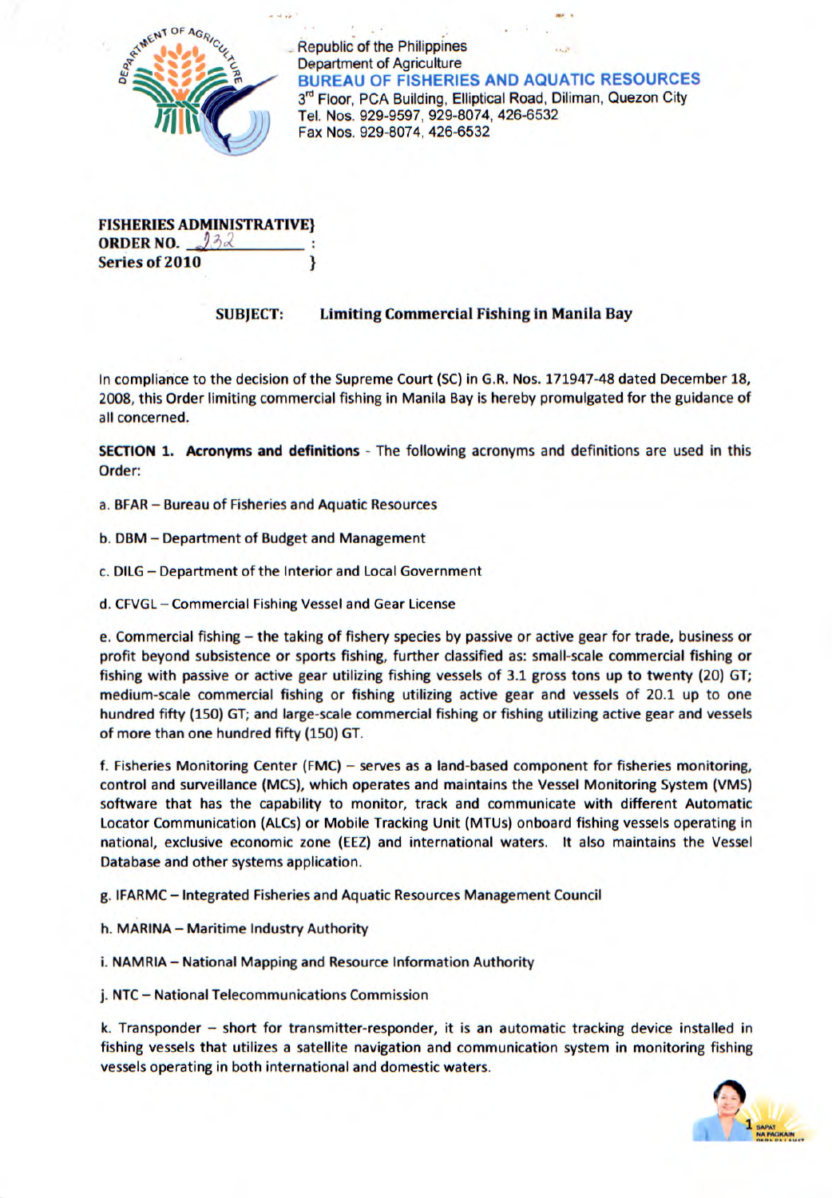Republic of the Philippines
Department of Agriculture
**BUREAU OF FISHERIES AND AQUATIC RESOURCES**
3rd Floor, PCA Building, Elliptical Road, Diliman, Quezon City
Tel. Nos. 929-9597, 929-8074, 426-6532
Fax Nos. 929-8074, 426-6532

**FISHERIES ADMINISTRATIVE}**
**ORDER NO. 232 :**
**Series of 2010 }**

**SUBJECT: Limiting Commercial Fishing in Manila Bay**

In compliance to the decision of the Supreme Court (SC) in G.R. Nos. 171947-48 dated December 18, 2008, this Order limiting commercial fishing in Manila Bay is hereby promulgated for the guidance of all concerned.

**SECTION 1. Acronyms and definitions** - The following acronyms and definitions are used in this Order:

a. BFAR – Bureau of Fisheries and Aquatic Resources

b. DBM – Department of Budget and Management

c. DILG – Department of the Interior and Local Government

d. CFVGL – Commercial Fishing Vessel and Gear License

e. Commercial fishing – the taking of fishery species by passive or active gear for trade, business or profit beyond subsistence or sports fishing, further classified as: small-scale commercial fishing or fishing with passive or active gear utilizing fishing vessels of 3.1 gross tons up to twenty (20) GT; medium-scale commercial fishing or fishing utilizing active gear and vessels of 20.1 up to one hundred fifty (150) GT; and large-scale commercial fishing or fishing utilizing active gear and vessels of more than one hundred fifty (150) GT.

f. Fisheries Monitoring Center (FMC) – serves as a land-based component for fisheries monitoring, control and surveillance (MCS), which operates and maintains the Vessel Monitoring System (VMS) software that has the capability to monitor, track and communicate with different Automatic Locator Communication (ALCs) or Mobile Tracking Unit (MTUs) onboard fishing vessels operating in national, exclusive economic zone (EEZ) and international waters. It also maintains the Vessel Database and other systems application.

g. IFARMC – Integrated Fisheries and Aquatic Resources Management Council

h. MARINA – Maritime Industry Authority

i. NAMRIA – National Mapping and Resource Information Authority

j. NTC – National Telecommunications Commission

k. Transponder – short for transmitter-responder, it is an automatic tracking device installed in fishing vessels that utilizes a satellite navigation and communication system in monitoring fishing vessels operating in both international and domestic waters.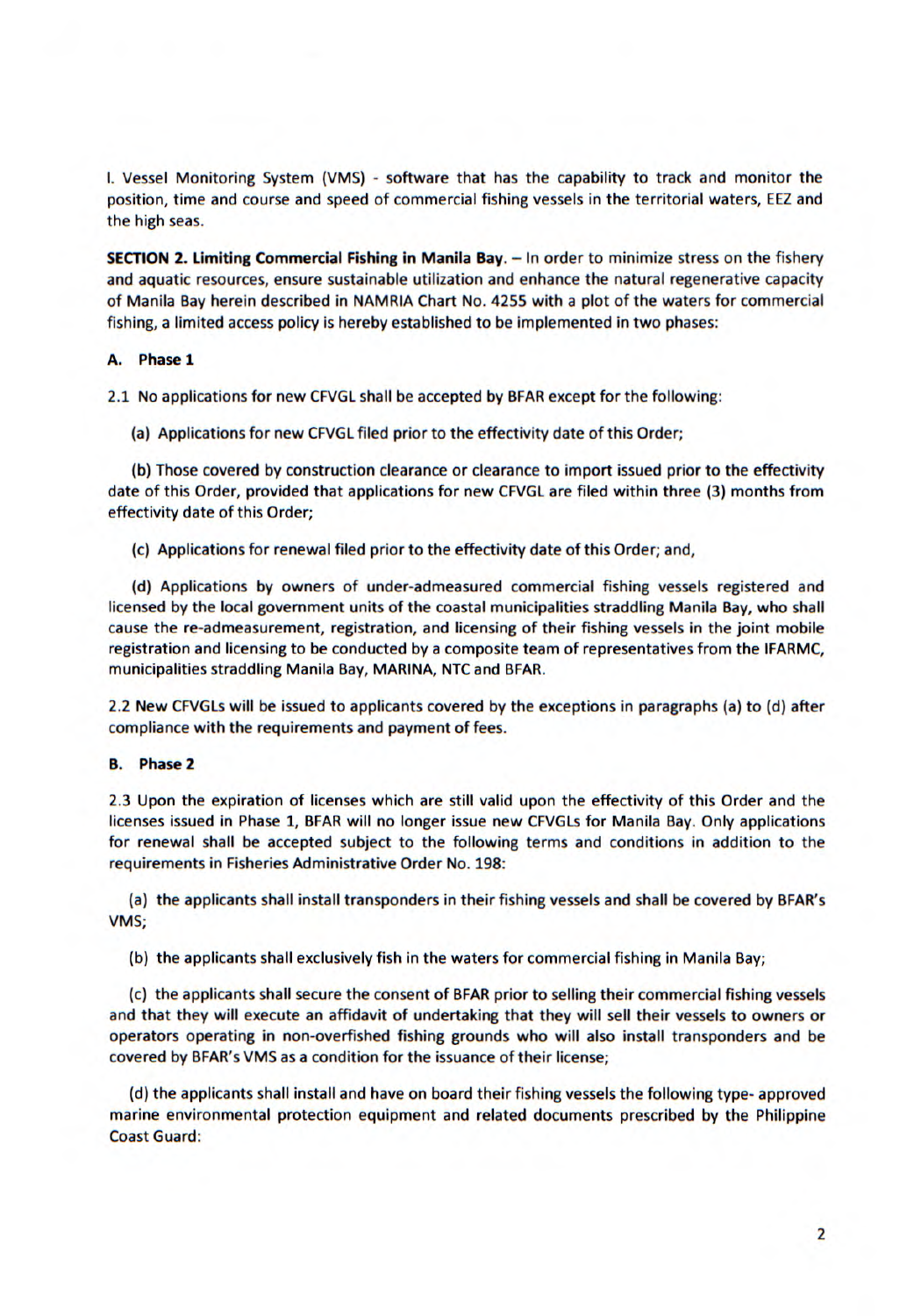l. Vessel Monitoring System (VMS) - software that has the capability to track and monitor the position, time and course and speed of commercial fishing vessels in the territorial waters, EEZ and the high seas.

**SECTION 2. Limiting Commercial Fishing in Manila Bay.** – In order to minimize stress on the fishery and aquatic resources, ensure sustainable utilization and enhance the natural regenerative capacity of Manila Bay herein described in NAMRIA Chart No. 4255 with a plot of the waters for commercial fishing, a limited access policy is hereby established to be implemented in two phases:

**A. Phase 1**

2.1 No applications for new CFVGL shall be accepted by BFAR except for the following:

(a) Applications for new CFVGL filed prior to the effectivity date of this Order;

(b) Those covered by construction clearance or clearance to import issued prior to the effectivity date of this Order, provided that applications for new CFVGL are filed within three (3) months from effectivity date of this Order;

(c) Applications for renewal filed prior to the effectivity date of this Order; and,

(d) Applications by owners of under-admeasured commercial fishing vessels registered and licensed by the local government units of the coastal municipalities straddling Manila Bay, who shall cause the re-admeasurement, registration, and licensing of their fishing vessels in the joint mobile registration and licensing to be conducted by a composite team of representatives from the IFARMC, municipalities straddling Manila Bay, MARINA, NTC and BFAR.

2.2 New CFVGLs will be issued to applicants covered by the exceptions in paragraphs (a) to (d) after compliance with the requirements and payment of fees.

**B. Phase 2**

2.3 Upon the expiration of licenses which are still valid upon the effectivity of this Order and the licenses issued in Phase 1, BFAR will no longer issue new CFVGLs for Manila Bay. Only applications for renewal shall be accepted subject to the following terms and conditions in addition to the requirements in Fisheries Administrative Order No. 198:

(a) the applicants shall install transponders in their fishing vessels and shall be covered by BFAR's VMS;

(b) the applicants shall exclusively fish in the waters for commercial fishing in Manila Bay;

(c) the applicants shall secure the consent of BFAR prior to selling their commercial fishing vessels and that they will execute an affidavit of undertaking that they will sell their vessels to owners or operators operating in non-overfished fishing grounds who will also install transponders and be covered by BFAR's VMS as a condition for the issuance of their license;

(d) the applicants shall install and have on board their fishing vessels the following type- approved marine environmental protection equipment and related documents prescribed by the Philippine Coast Guard: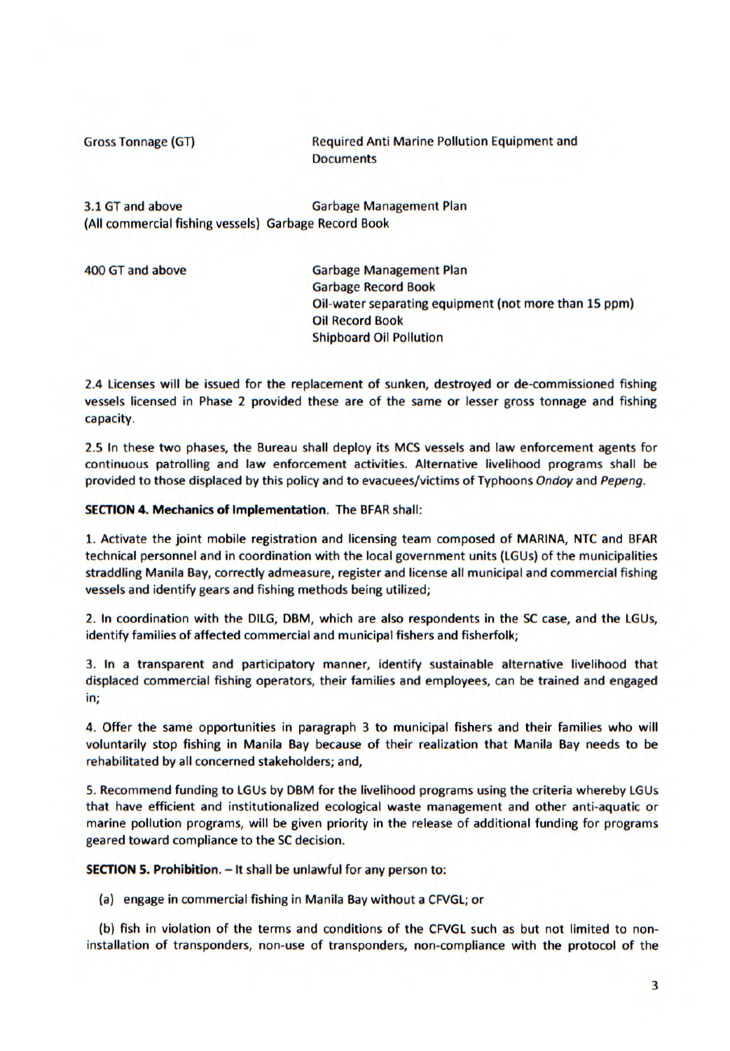| Gross Tonnage (GT) | Required Anti Marine Pollution Equipment and Documents |
|---|---|
| 3.1 GT and above (All commercial fishing vessels) | Garbage Management Plan<br>Garbage Record Book |
| 400 GT and above | Garbage Management Plan<br>Garbage Record Book<br>Oil-water separating equipment (not more than 15 ppm)<br>Oil Record Book<br>Shipboard Oil Pollution |

2.4 Licenses will be issued for the replacement of sunken, destroyed or de-commissioned fishing vessels licensed in Phase 2 provided these are of the same or lesser gross tonnage and fishing capacity.

2.5 In these two phases, the Bureau shall deploy its MCS vessels and law enforcement agents for continuous patrolling and law enforcement activities. Alternative livelihood programs shall be provided to those displaced by this policy and to evacuees/victims of Typhoons *Ondoy* and *Pepeng*.

**SECTION 4. Mechanics of Implementation**. The BFAR shall:

1. Activate the joint mobile registration and licensing team composed of MARINA, NTC and BFAR technical personnel and in coordination with the local government units (LGUs) of the municipalities straddling Manila Bay, correctly admeasure, register and license all municipal and commercial fishing vessels and identify gears and fishing methods being utilized;

2. In coordination with the DILG, DBM, which are also respondents in the SC case, and the LGUs, identify families of affected commercial and municipal fishers and fisherfolk;

3. In a transparent and participatory manner, identify sustainable alternative livelihood that displaced commercial fishing operators, their families and employees, can be trained and engaged in;

4. Offer the same opportunities in paragraph 3 to municipal fishers and their families who will voluntarily stop fishing in Manila Bay because of their realization that Manila Bay needs to be rehabilitated by all concerned stakeholders; and,

5. Recommend funding to LGUs by DBM for the livelihood programs using the criteria whereby LGUs that have efficient and institutionalized ecological waste management and other anti-aquatic or marine pollution programs, will be given priority in the release of additional funding for programs geared toward compliance to the SC decision.

**SECTION 5. Prohibition.** – It shall be unlawful for any person to:

(a) engage in commercial fishing in Manila Bay without a CFVGL; or

(b) fish in violation of the terms and conditions of the CFVGL such as but not limited to non-installation of transponders, non-use of transponders, non-compliance with the protocol of the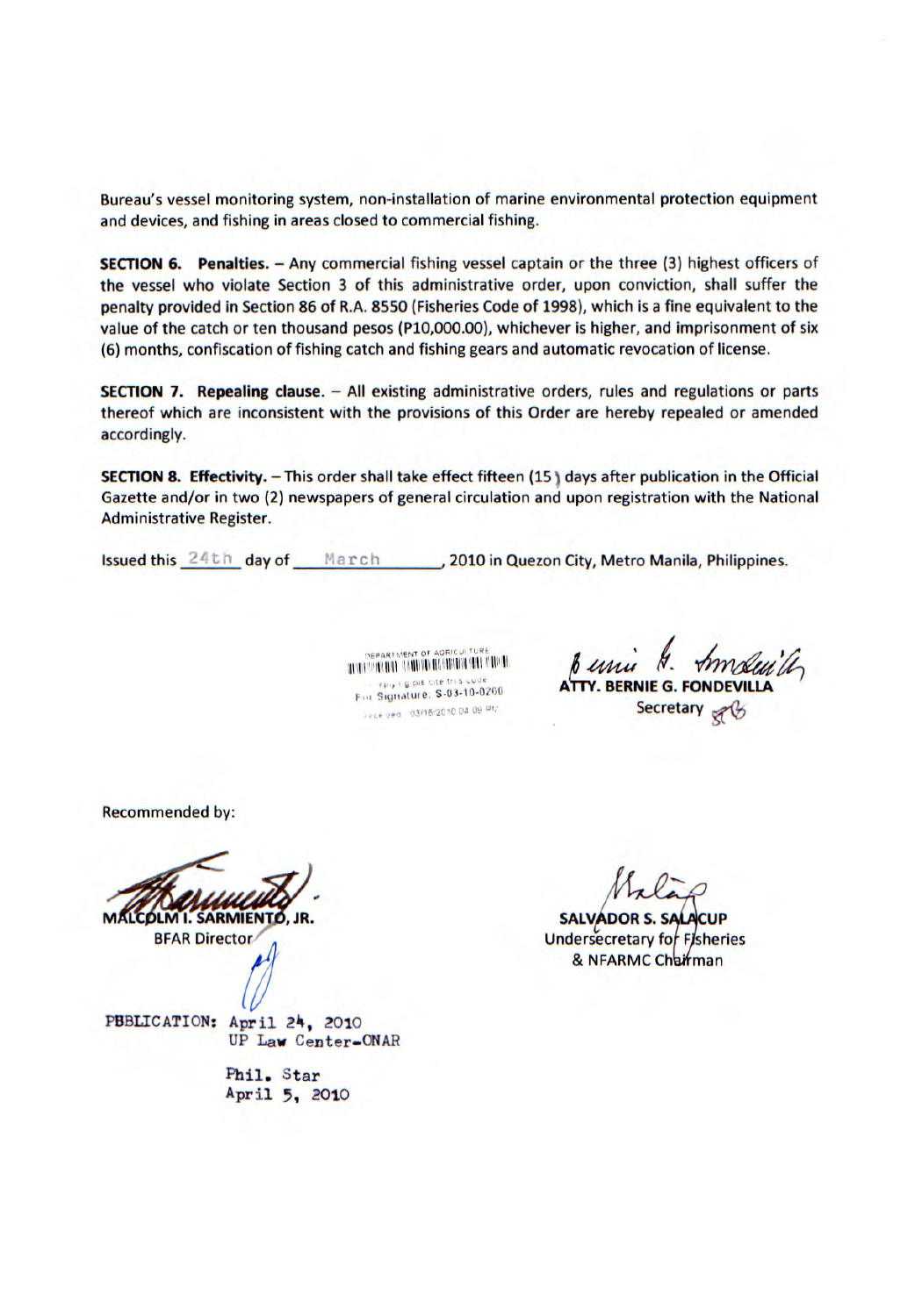Bureau's vessel monitoring system, non-installation of marine environmental protection equipment and devices, and fishing in areas closed to commercial fishing.

**SECTION 6. Penalties.** – Any commercial fishing vessel captain or the three (3) highest officers of the vessel who violate Section 3 of this administrative order, upon conviction, shall suffer the penalty provided in Section 86 of R.A. 8550 (Fisheries Code of 1998), which is a fine equivalent to the value of the catch or ten thousand pesos (P10,000.00), whichever is higher, and imprisonment of six (6) months, confiscation of fishing catch and fishing gears and automatic revocation of license.

**SECTION 7. Repealing clause.** – All existing administrative orders, rules and regulations or parts thereof which are inconsistent with the provisions of this Order are hereby repealed or amended accordingly.

**SECTION 8. Effectivity.** – This order shall take effect fifteen (15) days after publication in the Official Gazette and/or in two (2) newspapers of general circulation and upon registration with the National Administrative Register.

Issued this 24th day of March, 2010 in Quezon City, Metro Manila, Philippines.

DEPARTMENT OF AGRICULTURE
For Signature: S-03-10-0260
Received: 03/18/2010 04:09 PM

**ATTY. BERNIE G. FONDEVILLA**
Secretary

Recommended by:

**MALCOLM I. SARMIENTO, JR.**
BFAR Director

**SALVADOR S. SALACUP**
Undersecretary for Fisheries
& NFARMC Chairman

PUBLICATION: April 24, 2010
UP Law Center-ONAR

Phil. Star
April 5, 2010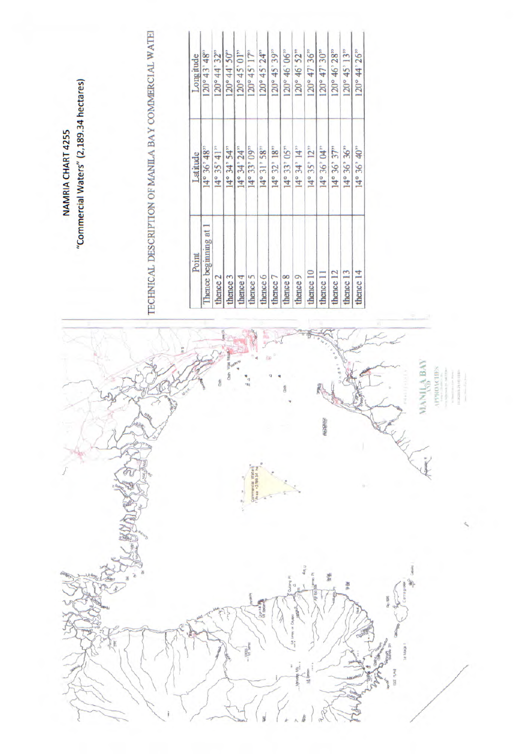## NAMRIA CHART 4255

"Commercial Waters" (2,189.34 hectares)

Commercial Waters
Area = 2,189.34 ha

MANILA BAY AND APPROACHES

### TECHNICAL DESCRIPTION OF MANILA BAY COMMERCIAL WATE

| Point | Latitude | Longitude |
|---|---|---|
| Thence beginning at 1 | 14° 36' 48" | 120° 43' 48" |
| thence 2 | 14° 35' 41" | 120° 44' 32" |
| thence 3 | 14° 34' 54" | 120° 44' 50" |
| thence 4 | 14° 34' 24" | 120° 45' 01" |
| thence 5 | 14° 33' 09" | 120° 45' 17" |
| thence 6 | 14° 31' 58" | 120° 45' 24" |
| thence 7 | 14° 32' 18" | 120° 45' 39" |
| thence 8 | 14° 33' 05" | 120° 46' 06" |
| thence 9 | 14° 34' 14" | 120° 46' 52" |
| thence 10 | 14° 35' 12" | 120° 47' 36" |
| thence 11 | 14° 36' 04" | 120° 47' 30" |
| thence 12 | 14° 36' 37" | 120° 46' 28" |
| thence 13 | 14° 36' 36" | 120° 45' 13" |
| thence 14 | 14° 36' 40" | 120° 44' 26" |